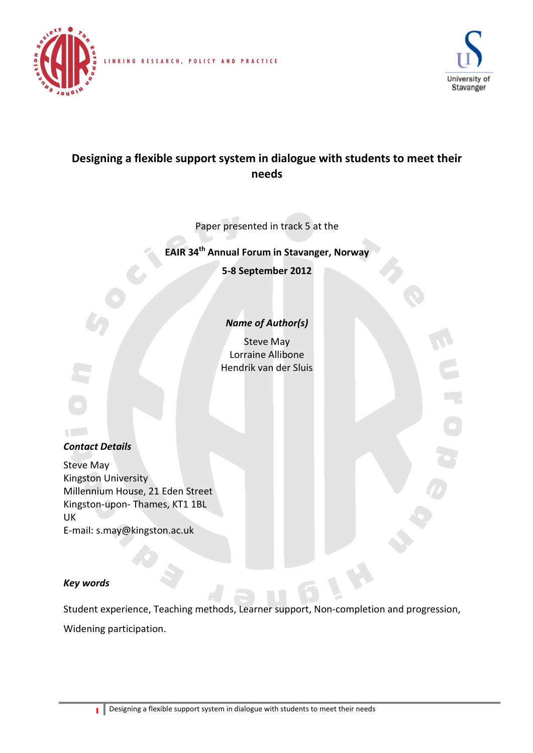LINKING RESEARCH, POLICY AND PRACTICE

# Designing a flexible support system in dialogue with students to meet their needs

Paper presented in track 5 at the

**EAIR 34th Annual Forum in Stavanger, Norway**

**5-8 September 2012**

***Name of Author(s)***

Steve May
Lorraine Allibone
Hendrik van der Sluis

***Contact Details***

Steve May
Kingston University
Millennium House, 21 Eden Street
Kingston-upon- Thames, KT1 1BL
UK
E-mail: s.may@kingston.ac.uk

***Key words***

Student experience, Teaching methods, Learner support, Non-completion and progression, Widening participation.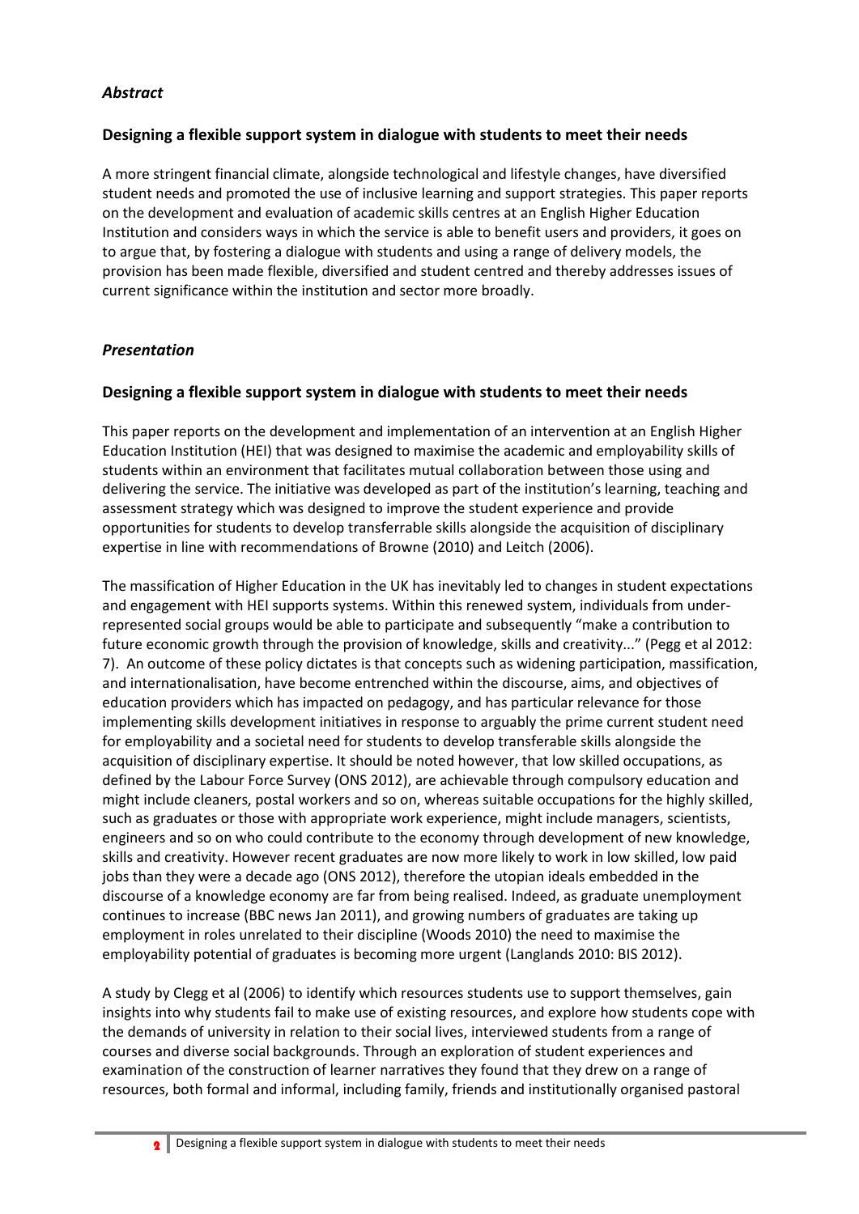### *Abstract*

### Designing a flexible support system in dialogue with students to meet their needs

A more stringent financial climate, alongside technological and lifestyle changes, have diversified student needs and promoted the use of inclusive learning and support strategies. This paper reports on the development and evaluation of academic skills centres at an English Higher Education Institution and considers ways in which the service is able to benefit users and providers, it goes on to argue that, by fostering a dialogue with students and using a range of delivery models, the provision has been made flexible, diversified and student centred and thereby addresses issues of current significance within the institution and sector more broadly.

### *Presentation*

### Designing a flexible support system in dialogue with students to meet their needs

This paper reports on the development and implementation of an intervention at an English Higher Education Institution (HEI) that was designed to maximise the academic and employability skills of students within an environment that facilitates mutual collaboration between those using and delivering the service. The initiative was developed as part of the institution's learning, teaching and assessment strategy which was designed to improve the student experience and provide opportunities for students to develop transferrable skills alongside the acquisition of disciplinary expertise in line with recommendations of Browne (2010) and Leitch (2006).

The massification of Higher Education in the UK has inevitably led to changes in student expectations and engagement with HEI supports systems. Within this renewed system, individuals from under-represented social groups would be able to participate and subsequently "make a contribution to future economic growth through the provision of knowledge, skills and creativity..." (Pegg et al 2012: 7). An outcome of these policy dictates is that concepts such as widening participation, massification, and internationalisation, have become entrenched within the discourse, aims, and objectives of education providers which has impacted on pedagogy, and has particular relevance for those implementing skills development initiatives in response to arguably the prime current student need for employability and a societal need for students to develop transferable skills alongside the acquisition of disciplinary expertise. It should be noted however, that low skilled occupations, as defined by the Labour Force Survey (ONS 2012), are achievable through compulsory education and might include cleaners, postal workers and so on, whereas suitable occupations for the highly skilled, such as graduates or those with appropriate work experience, might include managers, scientists, engineers and so on who could contribute to the economy through development of new knowledge, skills and creativity. However recent graduates are now more likely to work in low skilled, low paid jobs than they were a decade ago (ONS 2012), therefore the utopian ideals embedded in the discourse of a knowledge economy are far from being realised. Indeed, as graduate unemployment continues to increase (BBC news Jan 2011), and growing numbers of graduates are taking up employment in roles unrelated to their discipline (Woods 2010) the need to maximise the employability potential of graduates is becoming more urgent (Langlands 2010: BIS 2012).

A study by Clegg et al (2006) to identify which resources students use to support themselves, gain insights into why students fail to make use of existing resources, and explore how students cope with the demands of university in relation to their social lives, interviewed students from a range of courses and diverse social backgrounds. Through an exploration of student experiences and examination of the construction of learner narratives they found that they drew on a range of resources, both formal and informal, including family, friends and institutionally organised pastoral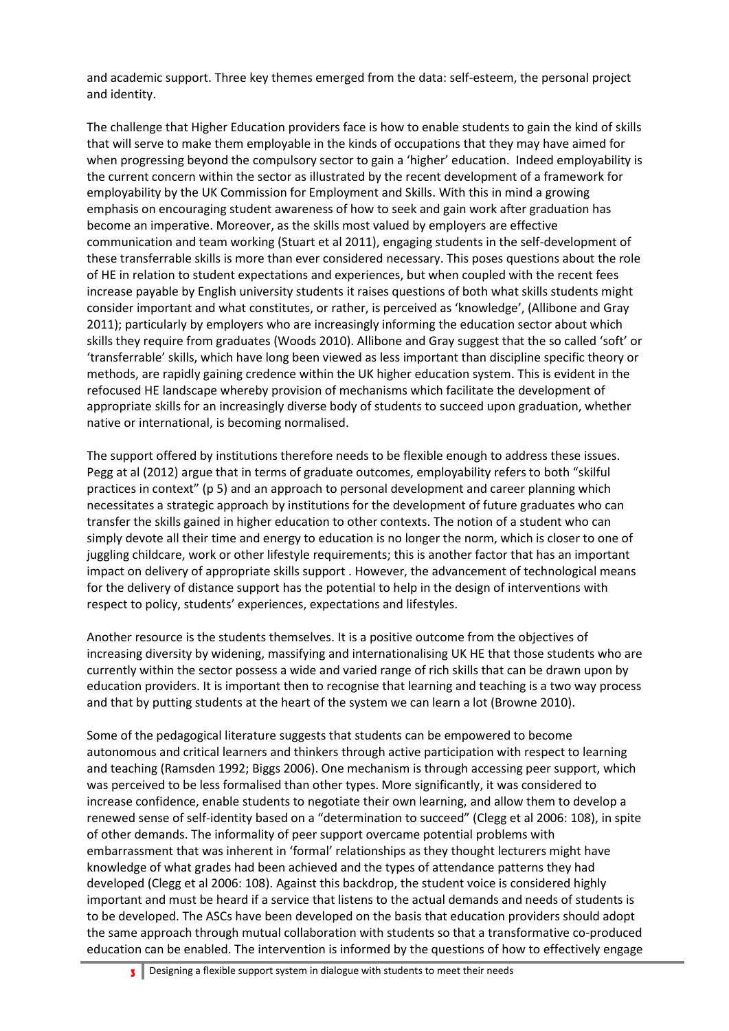and academic support. Three key themes emerged from the data: self-esteem, the personal project and identity.

The challenge that Higher Education providers face is how to enable students to gain the kind of skills that will serve to make them employable in the kinds of occupations that they may have aimed for when progressing beyond the compulsory sector to gain a 'higher' education. Indeed employability is the current concern within the sector as illustrated by the recent development of a framework for employability by the UK Commission for Employment and Skills. With this in mind a growing emphasis on encouraging student awareness of how to seek and gain work after graduation has become an imperative. Moreover, as the skills most valued by employers are effective communication and team working (Stuart et al 2011), engaging students in the self-development of these transferrable skills is more than ever considered necessary. This poses questions about the role of HE in relation to student expectations and experiences, but when coupled with the recent fees increase payable by English university students it raises questions of both what skills students might consider important and what constitutes, or rather, is perceived as 'knowledge', (Allibone and Gray 2011); particularly by employers who are increasingly informing the education sector about which skills they require from graduates (Woods 2010). Allibone and Gray suggest that the so called 'soft' or 'transferrable' skills, which have long been viewed as less important than discipline specific theory or methods, are rapidly gaining credence within the UK higher education system. This is evident in the refocused HE landscape whereby provision of mechanisms which facilitate the development of appropriate skills for an increasingly diverse body of students to succeed upon graduation, whether native or international, is becoming normalised.

The support offered by institutions therefore needs to be flexible enough to address these issues. Pegg at al (2012) argue that in terms of graduate outcomes, employability refers to both "skilful practices in context" (p 5) and an approach to personal development and career planning which necessitates a strategic approach by institutions for the development of future graduates who can transfer the skills gained in higher education to other contexts. The notion of a student who can simply devote all their time and energy to education is no longer the norm, which is closer to one of juggling childcare, work or other lifestyle requirements; this is another factor that has an important impact on delivery of appropriate skills support . However, the advancement of technological means for the delivery of distance support has the potential to help in the design of interventions with respect to policy, students' experiences, expectations and lifestyles.

Another resource is the students themselves. It is a positive outcome from the objectives of increasing diversity by widening, massifying and internationalising UK HE that those students who are currently within the sector possess a wide and varied range of rich skills that can be drawn upon by education providers. It is important then to recognise that learning and teaching is a two way process and that by putting students at the heart of the system we can learn a lot (Browne 2010).

Some of the pedagogical literature suggests that students can be empowered to become autonomous and critical learners and thinkers through active participation with respect to learning and teaching (Ramsden 1992; Biggs 2006). One mechanism is through accessing peer support, which was perceived to be less formalised than other types. More significantly, it was considered to increase confidence, enable students to negotiate their own learning, and allow them to develop a renewed sense of self-identity based on a "determination to succeed" (Clegg et al 2006: 108), in spite of other demands. The informality of peer support overcame potential problems with embarrassment that was inherent in 'formal' relationships as they thought lecturers might have knowledge of what grades had been achieved and the types of attendance patterns they had developed (Clegg et al 2006: 108). Against this backdrop, the student voice is considered highly important and must be heard if a service that listens to the actual demands and needs of students is to be developed. The ASCs have been developed on the basis that education providers should adopt the same approach through mutual collaboration with students so that a transformative co-produced education can be enabled. The intervention is informed by the questions of how to effectively engage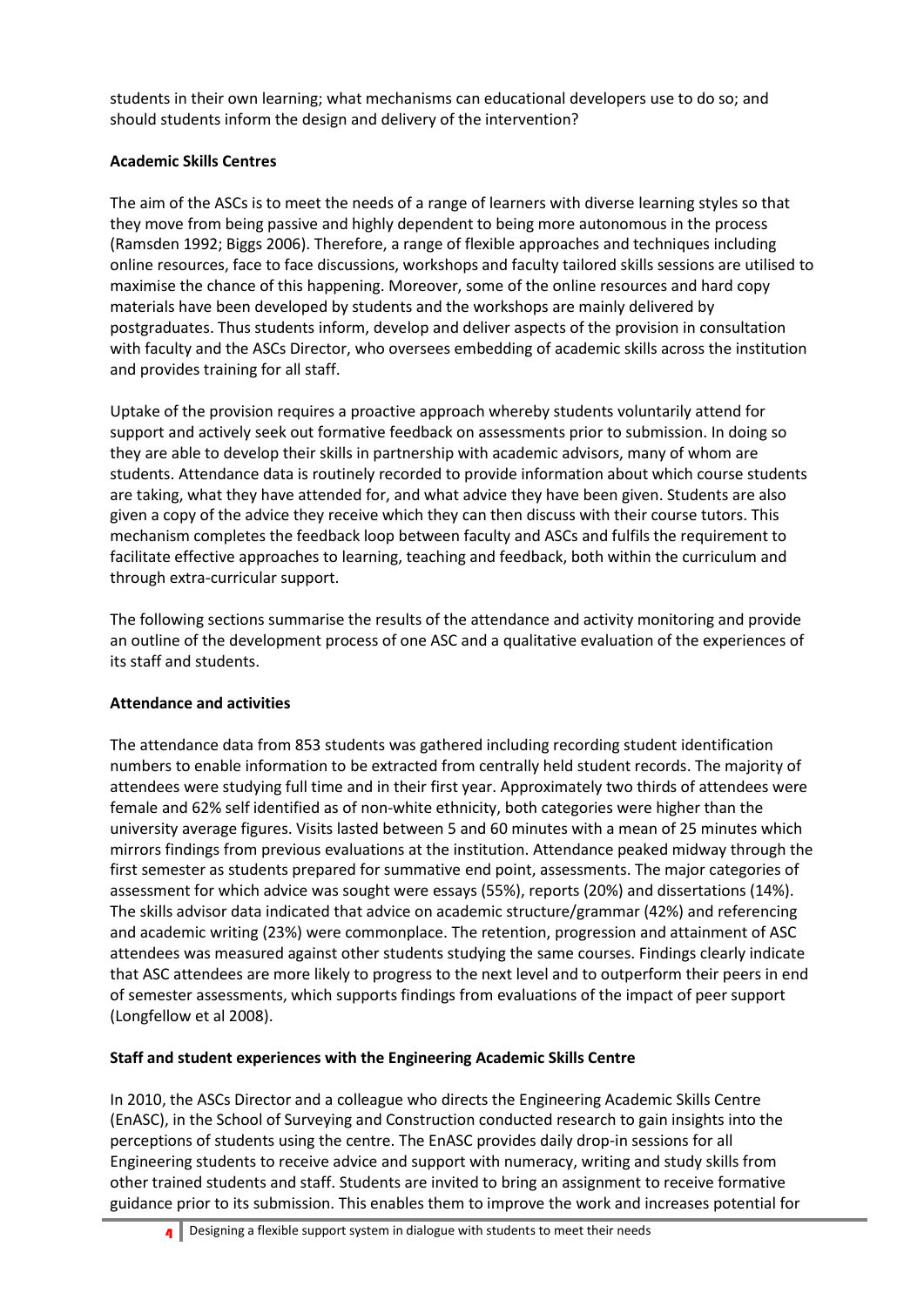students in their own learning; what mechanisms can educational developers use to do so; and should students inform the design and delivery of the intervention?

**Academic Skills Centres**

The aim of the ASCs is to meet the needs of a range of learners with diverse learning styles so that they move from being passive and highly dependent to being more autonomous in the process (Ramsden 1992; Biggs 2006). Therefore, a range of flexible approaches and techniques including online resources, face to face discussions, workshops and faculty tailored skills sessions are utilised to maximise the chance of this happening. Moreover, some of the online resources and hard copy materials have been developed by students and the workshops are mainly delivered by postgraduates. Thus students inform, develop and deliver aspects of the provision in consultation with faculty and the ASCs Director, who oversees embedding of academic skills across the institution and provides training for all staff.

Uptake of the provision requires a proactive approach whereby students voluntarily attend for support and actively seek out formative feedback on assessments prior to submission. In doing so they are able to develop their skills in partnership with academic advisors, many of whom are students. Attendance data is routinely recorded to provide information about which course students are taking, what they have attended for, and what advice they have been given. Students are also given a copy of the advice they receive which they can then discuss with their course tutors. This mechanism completes the feedback loop between faculty and ASCs and fulfils the requirement to facilitate effective approaches to learning, teaching and feedback, both within the curriculum and through extra-curricular support.

The following sections summarise the results of the attendance and activity monitoring and provide an outline of the development process of one ASC and a qualitative evaluation of the experiences of its staff and students.

**Attendance and activities**

The attendance data from 853 students was gathered including recording student identification numbers to enable information to be extracted from centrally held student records. The majority of attendees were studying full time and in their first year. Approximately two thirds of attendees were female and 62% self identified as of non-white ethnicity, both categories were higher than the university average figures. Visits lasted between 5 and 60 minutes with a mean of 25 minutes which mirrors findings from previous evaluations at the institution. Attendance peaked midway through the first semester as students prepared for summative end point, assessments. The major categories of assessment for which advice was sought were essays (55%), reports (20%) and dissertations (14%). The skills advisor data indicated that advice on academic structure/grammar (42%) and referencing and academic writing (23%) were commonplace. The retention, progression and attainment of ASC attendees was measured against other students studying the same courses. Findings clearly indicate that ASC attendees are more likely to progress to the next level and to outperform their peers in end of semester assessments, which supports findings from evaluations of the impact of peer support (Longfellow et al 2008).

**Staff and student experiences with the Engineering Academic Skills Centre**

In 2010, the ASCs Director and a colleague who directs the Engineering Academic Skills Centre (EnASC), in the School of Surveying and Construction conducted research to gain insights into the perceptions of students using the centre. The EnASC provides daily drop-in sessions for all Engineering students to receive advice and support with numeracy, writing and study skills from other trained students and staff. Students are invited to bring an assignment to receive formative guidance prior to its submission. This enables them to improve the work and increases potential for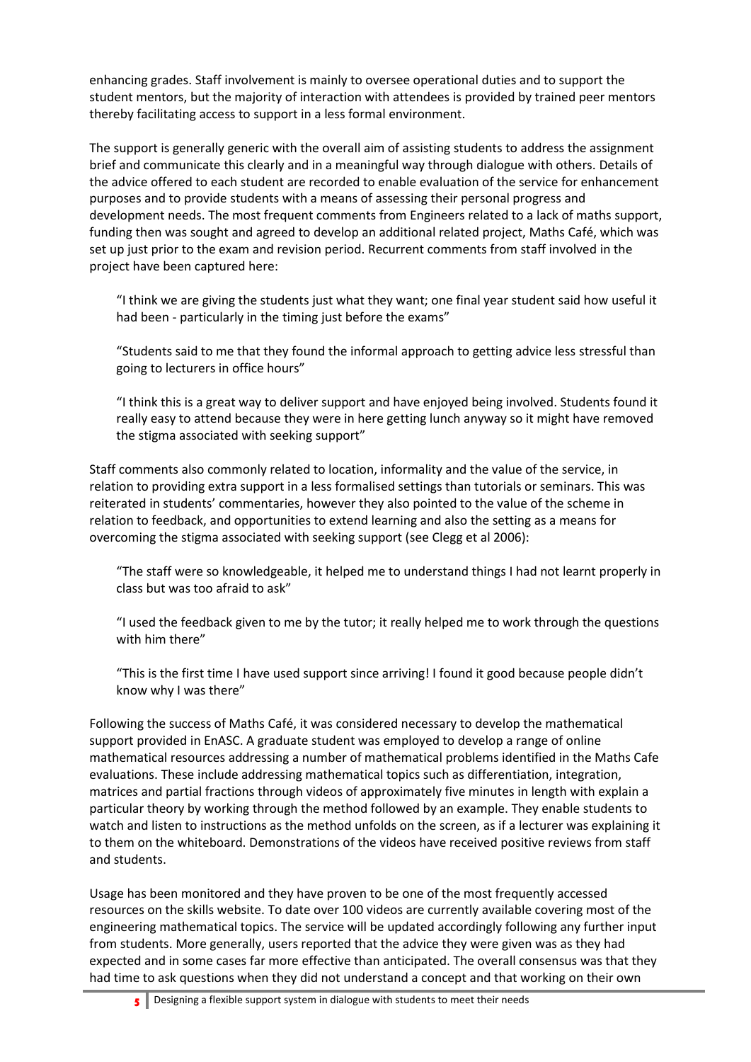enhancing grades. Staff involvement is mainly to oversee operational duties and to support the student mentors, but the majority of interaction with attendees is provided by trained peer mentors thereby facilitating access to support in a less formal environment.

The support is generally generic with the overall aim of assisting students to address the assignment brief and communicate this clearly and in a meaningful way through dialogue with others. Details of the advice offered to each student are recorded to enable evaluation of the service for enhancement purposes and to provide students with a means of assessing their personal progress and development needs. The most frequent comments from Engineers related to a lack of maths support, funding then was sought and agreed to develop an additional related project, Maths Café, which was set up just prior to the exam and revision period. Recurrent comments from staff involved in the project have been captured here:

> "I think we are giving the students just what they want; one final year student said how useful it had been - particularly in the timing just before the exams"
>
> "Students said to me that they found the informal approach to getting advice less stressful than going to lecturers in office hours"
>
> "I think this is a great way to deliver support and have enjoyed being involved. Students found it really easy to attend because they were in here getting lunch anyway so it might have removed the stigma associated with seeking support"

Staff comments also commonly related to location, informality and the value of the service, in relation to providing extra support in a less formalised settings than tutorials or seminars. This was reiterated in students' commentaries, however they also pointed to the value of the scheme in relation to feedback, and opportunities to extend learning and also the setting as a means for overcoming the stigma associated with seeking support (see Clegg et al 2006):

> "The staff were so knowledgeable, it helped me to understand things I had not learnt properly in class but was too afraid to ask"
>
> "I used the feedback given to me by the tutor; it really helped me to work through the questions with him there"
>
> "This is the first time I have used support since arriving! I found it good because people didn't know why I was there"

Following the success of Maths Café, it was considered necessary to develop the mathematical support provided in EnASC. A graduate student was employed to develop a range of online mathematical resources addressing a number of mathematical problems identified in the Maths Cafe evaluations. These include addressing mathematical topics such as differentiation, integration, matrices and partial fractions through videos of approximately five minutes in length with explain a particular theory by working through the method followed by an example. They enable students to watch and listen to instructions as the method unfolds on the screen, as if a lecturer was explaining it to them on the whiteboard. Demonstrations of the videos have received positive reviews from staff and students.

Usage has been monitored and they have proven to be one of the most frequently accessed resources on the skills website. To date over 100 videos are currently available covering most of the engineering mathematical topics. The service will be updated accordingly following any further input from students. More generally, users reported that the advice they were given was as they had expected and in some cases far more effective than anticipated. The overall consensus was that they had time to ask questions when they did not understand a concept and that working on their own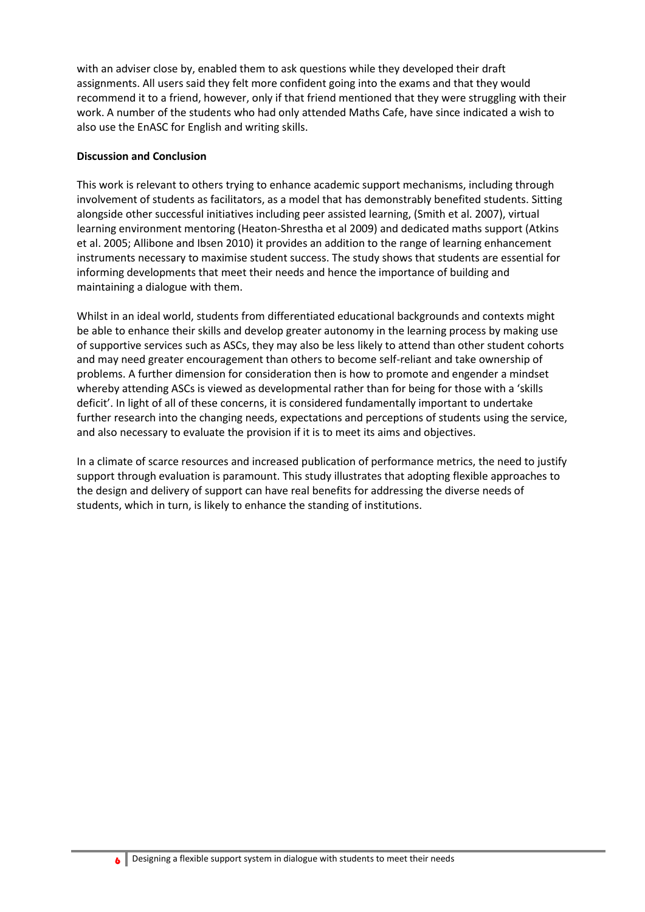with an adviser close by, enabled them to ask questions while they developed their draft assignments. All users said they felt more confident going into the exams and that they would recommend it to a friend, however, only if that friend mentioned that they were struggling with their work. A number of the students who had only attended Maths Cafe, have since indicated a wish to also use the EnASC for English and writing skills.

**Discussion and Conclusion**

This work is relevant to others trying to enhance academic support mechanisms, including through involvement of students as facilitators, as a model that has demonstrably benefited students. Sitting alongside other successful initiatives including peer assisted learning, (Smith et al. 2007), virtual learning environment mentoring (Heaton-Shrestha et al 2009) and dedicated maths support (Atkins et al. 2005; Allibone and Ibsen 2010) it provides an addition to the range of learning enhancement instruments necessary to maximise student success. The study shows that students are essential for informing developments that meet their needs and hence the importance of building and maintaining a dialogue with them.

Whilst in an ideal world, students from differentiated educational backgrounds and contexts might be able to enhance their skills and develop greater autonomy in the learning process by making use of supportive services such as ASCs, they may also be less likely to attend than other student cohorts and may need greater encouragement than others to become self-reliant and take ownership of problems. A further dimension for consideration then is how to promote and engender a mindset whereby attending ASCs is viewed as developmental rather than for being for those with a 'skills deficit'. In light of all of these concerns, it is considered fundamentally important to undertake further research into the changing needs, expectations and perceptions of students using the service, and also necessary to evaluate the provision if it is to meet its aims and objectives.

In a climate of scarce resources and increased publication of performance metrics, the need to justify support through evaluation is paramount. This study illustrates that adopting flexible approaches to the design and delivery of support can have real benefits for addressing the diverse needs of students, which in turn, is likely to enhance the standing of institutions.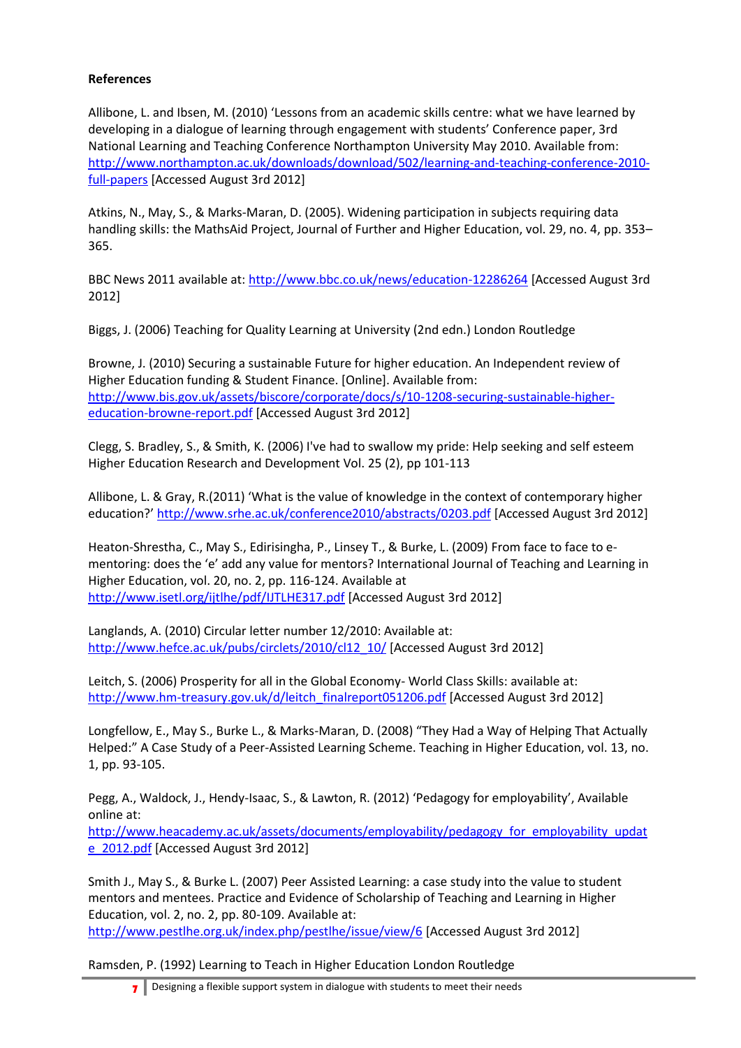**References**

Allibone, L. and Ibsen, M. (2010) 'Lessons from an academic skills centre: what we have learned by developing in a dialogue of learning through engagement with students' Conference paper, 3rd National Learning and Teaching Conference Northampton University May 2010. Available from: http://www.northampton.ac.uk/downloads/download/502/learning-and-teaching-conference-2010-full-papers [Accessed August 3rd 2012]

Atkins, N., May, S., & Marks-Maran, D. (2005). Widening participation in subjects requiring data handling skills: the MathsAid Project, Journal of Further and Higher Education, vol. 29, no. 4, pp. 353–365.

BBC News 2011 available at: http://www.bbc.co.uk/news/education-12286264 [Accessed August 3rd 2012]

Biggs, J. (2006) Teaching for Quality Learning at University (2nd edn.) London Routledge

Browne, J. (2010) Securing a sustainable Future for higher education. An Independent review of Higher Education funding & Student Finance. [Online]. Available from: http://www.bis.gov.uk/assets/biscore/corporate/docs/s/10-1208-securing-sustainable-higher-education-browne-report.pdf [Accessed August 3rd 2012]

Clegg, S. Bradley, S., & Smith, K. (2006) I've had to swallow my pride: Help seeking and self esteem Higher Education Research and Development Vol. 25 (2), pp 101-113

Allibone, L. & Gray, R.(2011) 'What is the value of knowledge in the context of contemporary higher education?' http://www.srhe.ac.uk/conference2010/abstracts/0203.pdf [Accessed August 3rd 2012]

Heaton-Shrestha, C., May S., Edirisingha, P., Linsey T., & Burke, L. (2009) From face to face to e-mentoring: does the 'e' add any value for mentors? International Journal of Teaching and Learning in Higher Education, vol. 20, no. 2, pp. 116-124. Available at http://www.isetl.org/ijtlhe/pdf/IJTLHE317.pdf [Accessed August 3rd 2012]

Langlands, A. (2010) Circular letter number 12/2010: Available at: http://www.hefce.ac.uk/pubs/circlets/2010/cl12_10/ [Accessed August 3rd 2012]

Leitch, S. (2006) Prosperity for all in the Global Economy- World Class Skills: available at: http://www.hm-treasury.gov.uk/d/leitch_finalreport051206.pdf [Accessed August 3rd 2012]

Longfellow, E., May S., Burke L., & Marks-Maran, D. (2008) "They Had a Way of Helping That Actually Helped:" A Case Study of a Peer-Assisted Learning Scheme. Teaching in Higher Education, vol. 13, no. 1, pp. 93-105.

Pegg, A., Waldock, J., Hendy-Isaac, S., & Lawton, R. (2012) 'Pedagogy for employability', Available online at: http://www.heacademy.ac.uk/assets/documents/employability/pedagogy_for_employability_update_2012.pdf [Accessed August 3rd 2012]

Smith J., May S., & Burke L. (2007) Peer Assisted Learning: a case study into the value to student mentors and mentees. Practice and Evidence of Scholarship of Teaching and Learning in Higher Education, vol. 2, no. 2, pp. 80-109. Available at: http://www.pestlhe.org.uk/index.php/pestlhe/issue/view/6 [Accessed August 3rd 2012]

Ramsden, P. (1992) Learning to Teach in Higher Education London Routledge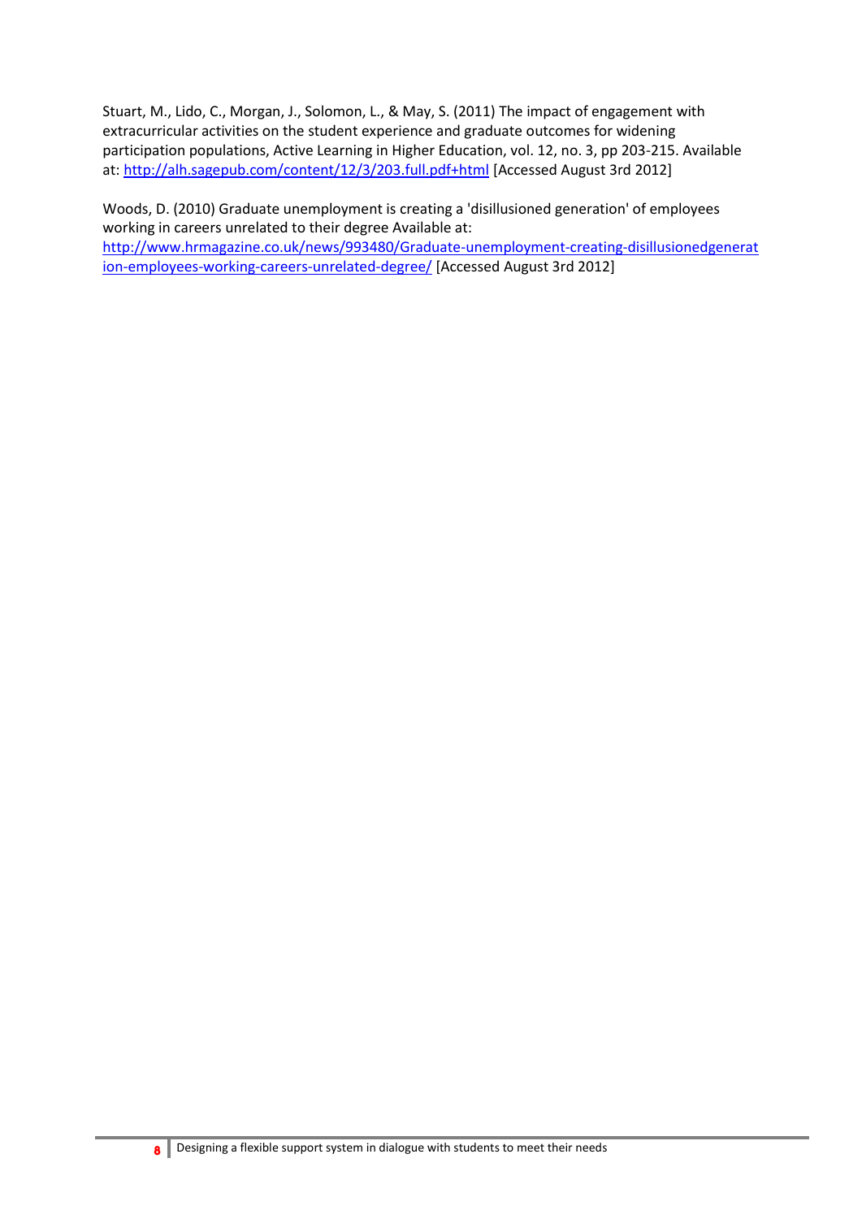Stuart, M., Lido, C., Morgan, J., Solomon, L., & May, S. (2011) The impact of engagement with extracurricular activities on the student experience and graduate outcomes for widening participation populations, Active Learning in Higher Education, vol. 12, no. 3, pp 203-215. Available at: http://alh.sagepub.com/content/12/3/203.full.pdf+html [Accessed August 3rd 2012]

Woods, D. (2010) Graduate unemployment is creating a 'disillusioned generation' of employees working in careers unrelated to their degree Available at: http://www.hrmagazine.co.uk/news/993480/Graduate-unemployment-creating-disillusionedgeneration-employees-working-careers-unrelated-degree/ [Accessed August 3rd 2012]